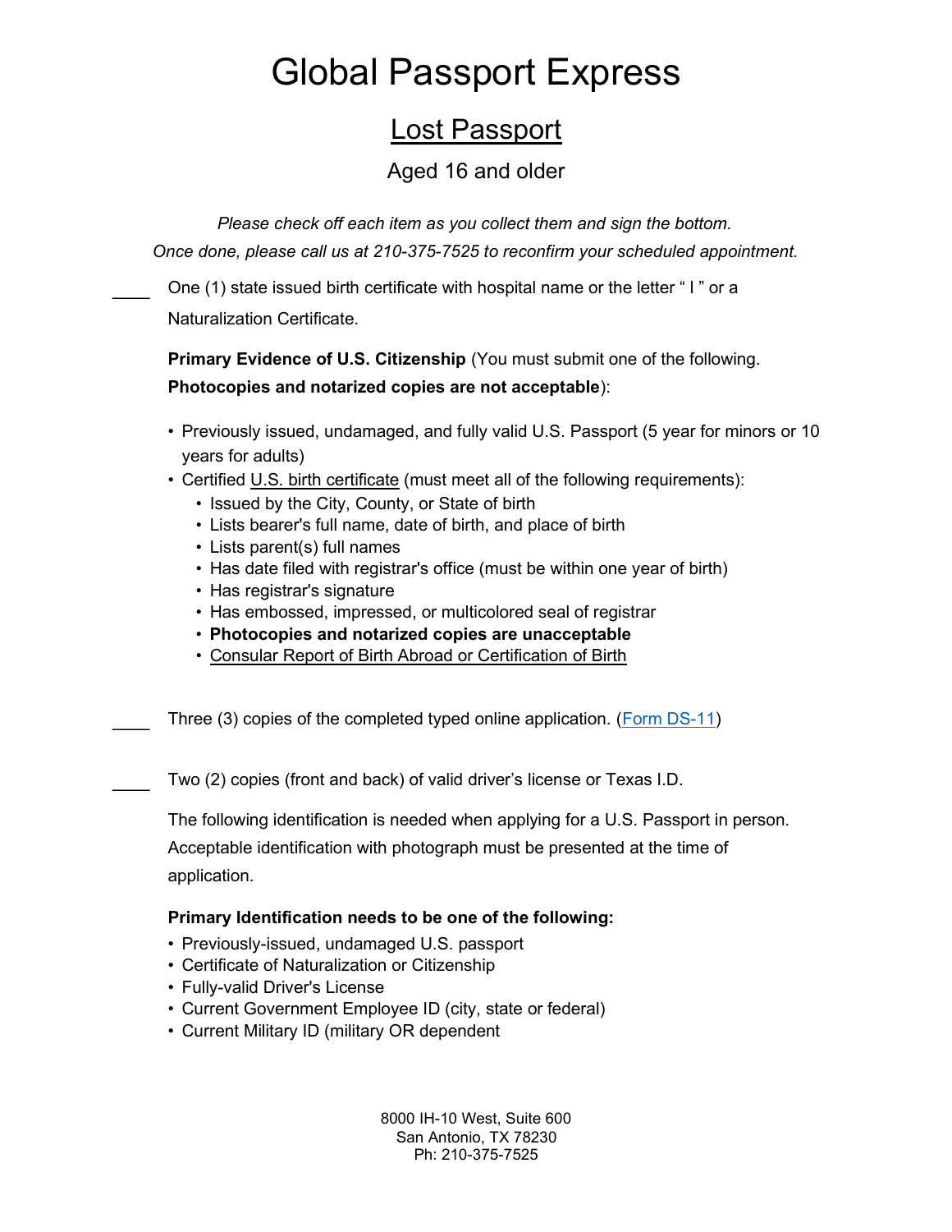# Global Passport Express

## Lost Passport

### Aged 16 and older

*Please check off each item as you collect them and sign the bottom.*
*Once done, please call us at 210-375-7525 to reconfirm your scheduled appointment.*

____ One (1) state issued birth certificate with hospital name or the letter " I " or a Naturalization Certificate.

**Primary Evidence of U.S. Citizenship** (You must submit one of the following. **Photocopies and notarized copies are not acceptable**):

- Previously issued, undamaged, and fully valid U.S. Passport (5 year for minors or 10 years for adults)
- Certified U.S. birth certificate (must meet all of the following requirements):
  - Issued by the City, County, or State of birth
  - Lists bearer's full name, date of birth, and place of birth
  - Lists parent(s) full names
  - Has date filed with registrar's office (must be within one year of birth)
  - Has registrar's signature
  - Has embossed, impressed, or multicolored seal of registrar
  - **Photocopies and notarized copies are unacceptable**
  - Consular Report of Birth Abroad or Certification of Birth

____ Three (3) copies of the completed typed online application. (Form DS-11)

____ Two (2) copies (front and back) of valid driver's license or Texas I.D.

The following identification is needed when applying for a U.S. Passport in person. Acceptable identification with photograph must be presented at the time of application.

**Primary Identification needs to be one of the following:**

- Previously-issued, undamaged U.S. passport
- Certificate of Naturalization or Citizenship
- Fully-valid Driver's License
- Current Government Employee ID (city, state or federal)
- Current Military ID (military OR dependent

8000 IH-10 West, Suite 600
San Antonio, TX 78230
Ph: 210-375-7525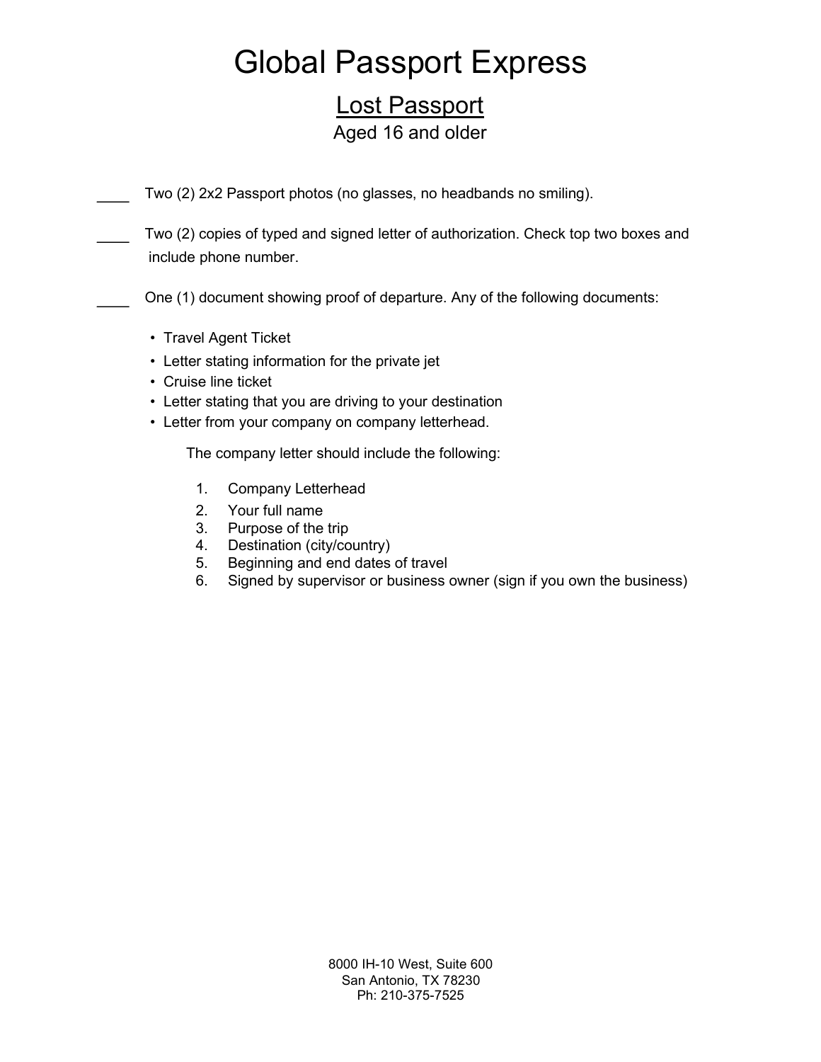# Global Passport Express

## Lost Passport

### Aged 16 and older

____ Two (2) 2x2 Passport photos (no glasses, no headbands no smiling).

____ Two (2) copies of typed and signed letter of authorization. Check top two boxes and include phone number.

____ One (1) document showing proof of departure. Any of the following documents:

- Travel Agent Ticket
- Letter stating information for the private jet
- Cruise line ticket
- Letter stating that you are driving to your destination
- Letter from your company on company letterhead.

The company letter should include the following:

1. Company Letterhead
2. Your full name
3. Purpose of the trip
4. Destination (city/country)
5. Beginning and end dates of travel
6. Signed by supervisor or business owner (sign if you own the business)

8000 IH-10 West, Suite 600
San Antonio, TX 78230
Ph: 210-375-7525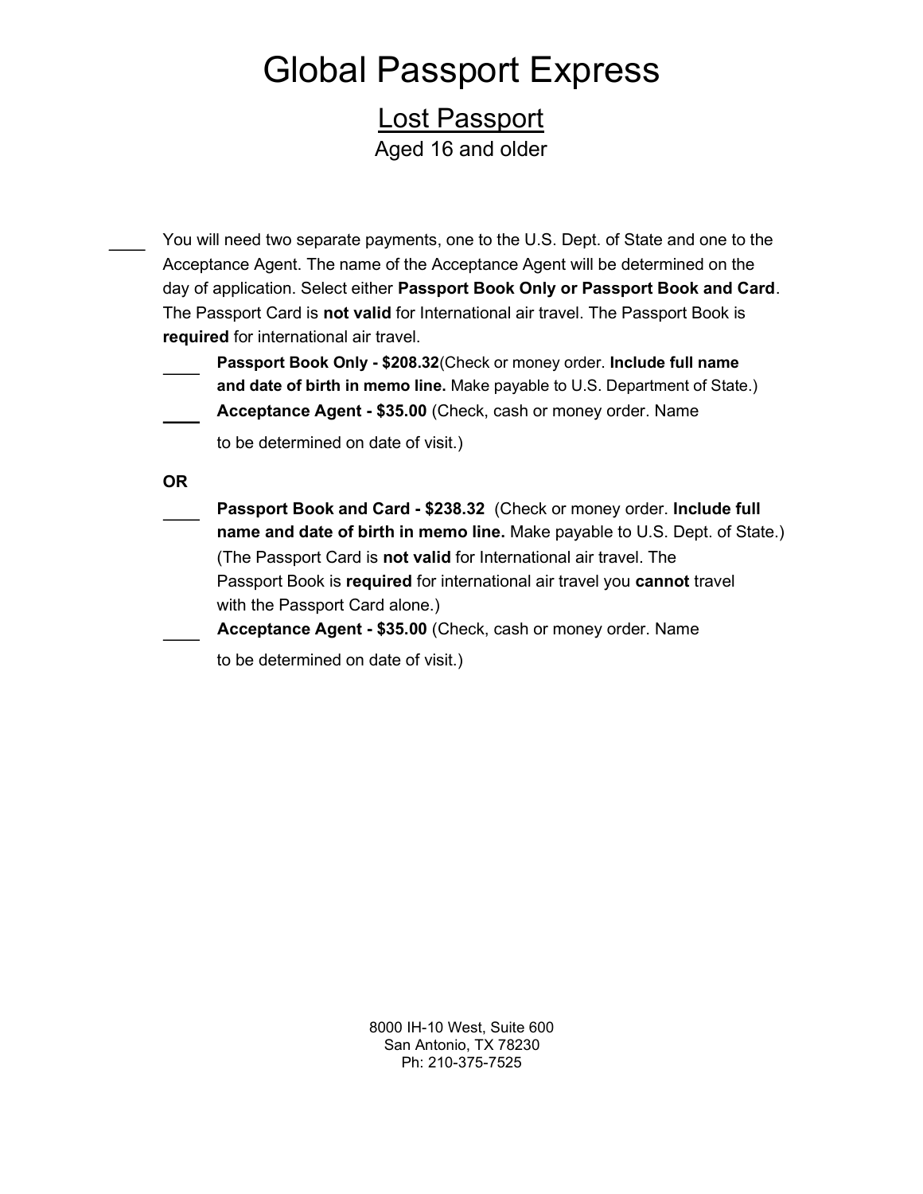# Global Passport Express

## Lost Passport

Aged 16 and older

____ You will need two separate payments, one to the U.S. Dept. of State and one to the Acceptance Agent. The name of the Acceptance Agent will be determined on the day of application. Select either **Passport Book Only or Passport Book and Card**. The Passport Card is **not valid** for International air travel. The Passport Book is **required** for international air travel.

- ____ **Passport Book Only - $208.32**(Check or money order. **Include full name and date of birth in memo line.** Make payable to U.S. Department of State.)
- ____ **Acceptance Agent - $35.00** (Check, cash or money order. Name to be determined on date of visit.)

**OR**

- ____ **Passport Book and Card - $238.32** (Check or money order. **Include full name and date of birth in memo line.** Make payable to U.S. Dept. of State.) (The Passport Card is **not valid** for International air travel. The Passport Book is **required** for international air travel you **cannot** travel with the Passport Card alone.)
- ____ **Acceptance Agent - $35.00** (Check, cash or money order. Name to be determined on date of visit.)

8000 IH-10 West, Suite 600
San Antonio, TX 78230
Ph: 210-375-7525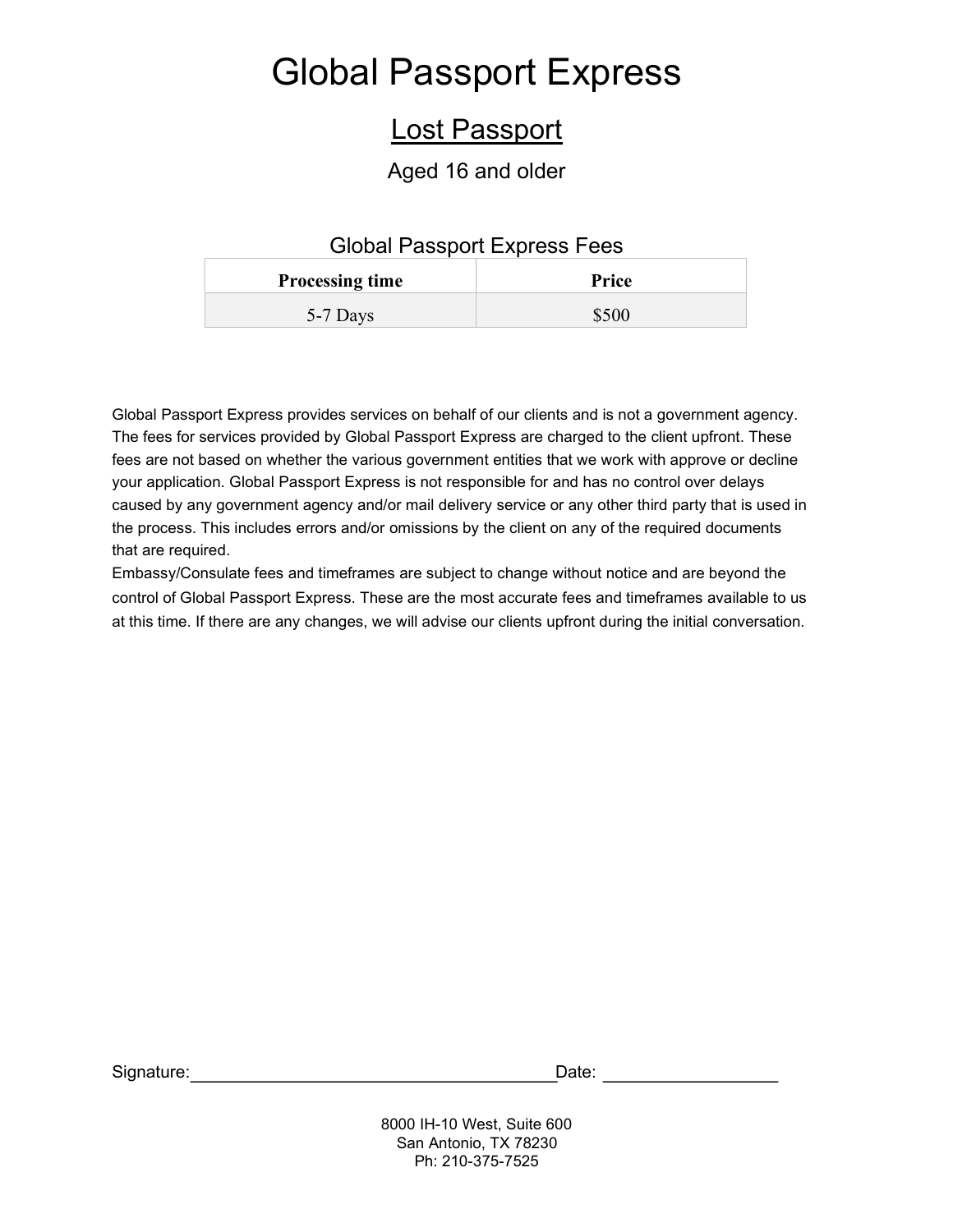# Global Passport Express

## Lost Passport

### Aged 16 and older

Global Passport Express Fees

| Processing time | Price |
|---|---|
| 5-7 Days | $500 |

Global Passport Express provides services on behalf of our clients and is not a government agency. The fees for services provided by Global Passport Express are charged to the client upfront. These fees are not based on whether the various government entities that we work with approve or decline your application. Global Passport Express is not responsible for and has no control over delays caused by any government agency and/or mail delivery service or any other third party that is used in the process. This includes errors and/or omissions by the client on any of the required documents that are required.

Embassy/Consulate fees and timeframes are subject to change without notice and are beyond the control of Global Passport Express. These are the most accurate fees and timeframes available to us at this time. If there are any changes, we will advise our clients upfront during the initial conversation.

Signature:_______________________________________Date: __________________

8000 IH-10 West, Suite 600
San Antonio, TX 78230
Ph: 210-375-7525